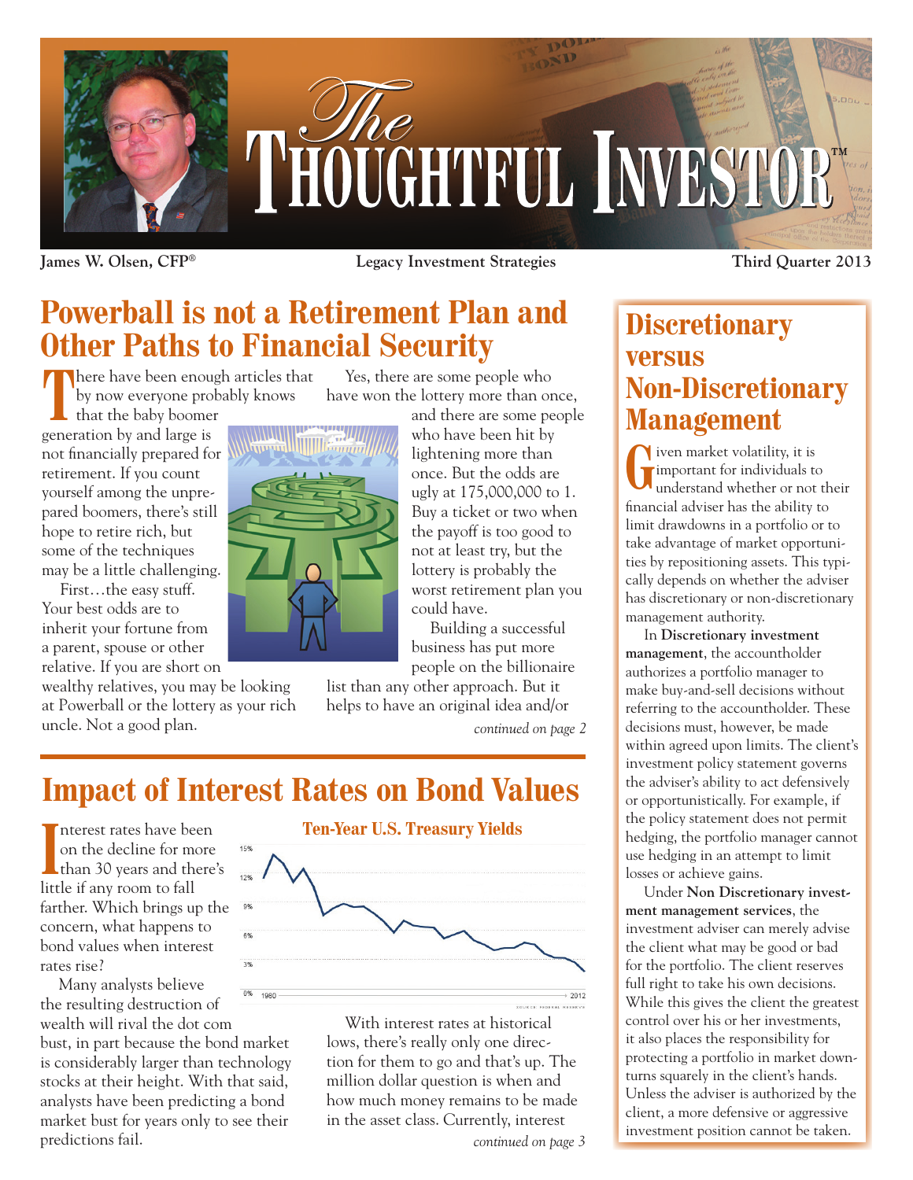# The Thoughtful Investor™

James W. Olsen, CFP® | Legacy Investment Strategies | Third Quarter 2013

## Powerball is not a Retirement Plan and Other Paths to Financial Security

There have been enough articles that by now everyone probably knows that the baby boomer generation by and large is not financially prepared for retirement. If you count yourself among the unprepared boomers, there's still hope to retire rich, but some of the techniques may be a little challenging.

First…the easy stuff. Your best odds are to inherit your fortune from a parent, spouse or other relative. If you are short on wealthy relatives, you may be looking at Powerball or the lottery as your rich uncle. Not a good plan.

Yes, there are some people who have won the lottery more than once, and there are some people who have been hit by lightening more than once. But the odds are ugly at 175,000,000 to 1. Buy a ticket or two when the payoff is too good to not at least try, but the lottery is probably the worst retirement plan you could have.

Building a successful business has put more people on the billionaire list than any other approach. But it helps to have an original idea and/or

*continued on page 2*

## Impact of Interest Rates on Bond Values

Interest rates have been on the decline for more than 30 years and there's little if any room to fall farther. Which brings up the concern, what happens to bond values when interest rates rise?

**Ten-Year U.S. Treasury Yields**

Source: Federal Reserve

Many analysts believe the resulting destruction of wealth will rival the dot com bust, in part because the bond market is considerably larger than technology stocks at their height. With that said, analysts have been predicting a bond market bust for years only to see their predictions fail.

With interest rates at historical lows, there's really only one direction for them to go and that's up. The million dollar question is when and how much money remains to be made in the asset class. Currently, interest

*continued on page 3*

## Discretionary versus Non-Discretionary Management

Given market volatility, it is important for individuals to understand whether or not their financial adviser has the ability to limit drawdowns in a portfolio or to take advantage of market opportunities by repositioning assets. This typically depends on whether the adviser has discretionary or non-discretionary management authority.

In **Discretionary investment management**, the accountholder authorizes a portfolio manager to make buy-and-sell decisions without referring to the accountholder. These decisions must, however, be made within agreed upon limits. The client's investment policy statement governs the adviser's ability to act defensively or opportunistically. For example, if the policy statement does not permit hedging, the portfolio manager cannot use hedging in an attempt to limit losses or achieve gains.

Under **Non Discretionary investment management services**, the investment adviser can merely advise the client what may be good or bad for the portfolio. The client reserves full right to take his own decisions. While this gives the client the greatest control over his or her investments, it also places the responsibility for protecting a portfolio in market downturns squarely in the client's hands. Unless the adviser is authorized by the client, a more defensive or aggressive investment position cannot be taken.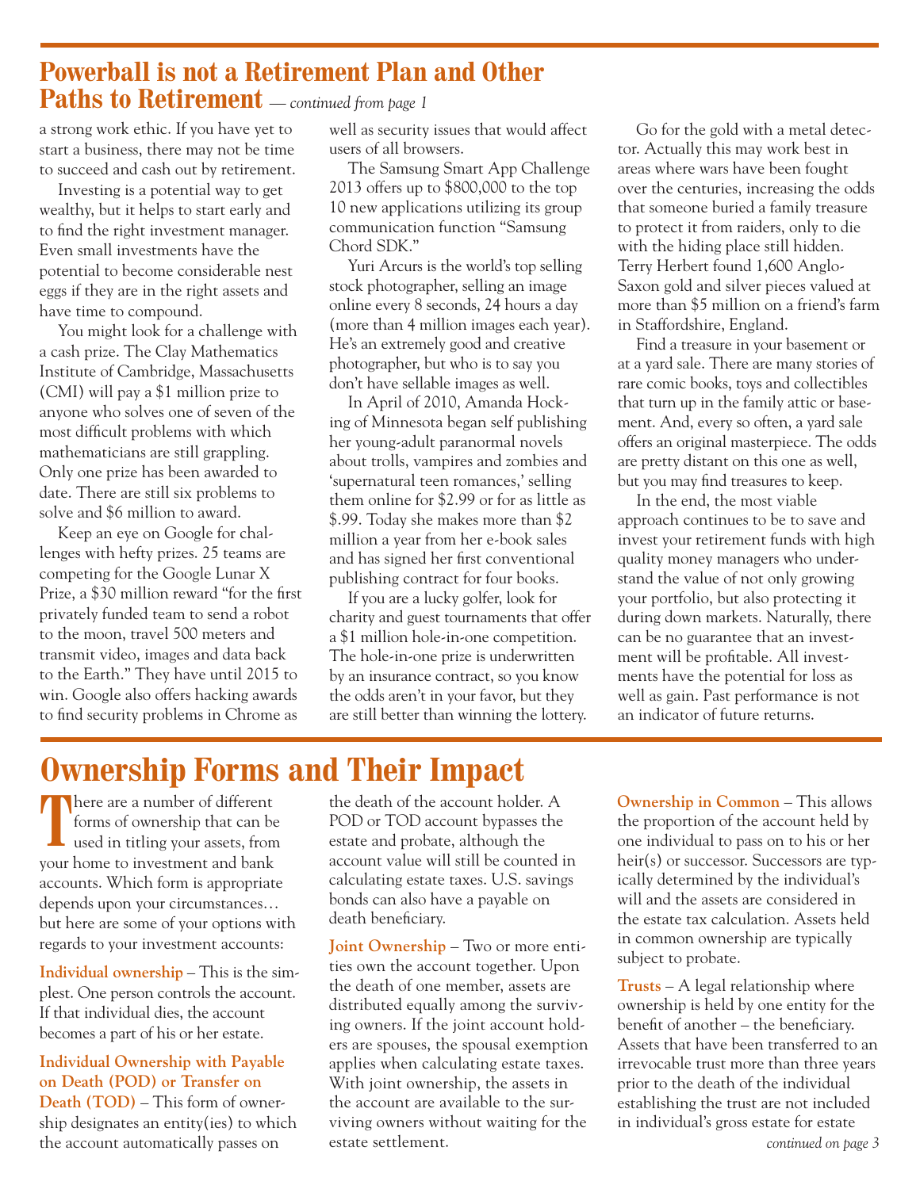## Powerball is not a Retirement Plan and Other Paths to Retirement *— continued from page 1*

a strong work ethic. If you have yet to start a business, there may not be time to succeed and cash out by retirement.

Investing is a potential way to get wealthy, but it helps to start early and to find the right investment manager. Even small investments have the potential to become considerable nest eggs if they are in the right assets and have time to compound.

You might look for a challenge with a cash prize. The Clay Mathematics Institute of Cambridge, Massachusetts (CMI) will pay a $1 million prize to anyone who solves one of seven of the most difficult problems with which mathematicians are still grappling. Only one prize has been awarded to date. There are still six problems to solve and $6 million to award.

Keep an eye on Google for challenges with hefty prizes. 25 teams are competing for the Google Lunar X Prize, a $30 million reward "for the first privately funded team to send a robot to the moon, travel 500 meters and transmit video, images and data back to the Earth." They have until 2015 to win. Google also offers hacking awards to find security problems in Chrome as well as security issues that would affect users of all browsers.

The Samsung Smart App Challenge 2013 offers up to $800,000 to the top 10 new applications utilizing its group communication function "Samsung Chord SDK."

Yuri Arcurs is the world's top selling stock photographer, selling an image online every 8 seconds, 24 hours a day (more than 4 million images each year). He's an extremely good and creative photographer, but who is to say you don't have sellable images as well.

In April of 2010, Amanda Hocking of Minnesota began self publishing her young-adult paranormal novels about trolls, vampires and zombies and 'supernatural teen romances,' selling them online for $2.99 or for as little as $.99. Today she makes more than $2 million a year from her e-book sales and has signed her first conventional publishing contract for four books.

If you are a lucky golfer, look for charity and guest tournaments that offer a $1 million hole-in-one competition. The hole-in-one prize is underwritten by an insurance contract, so you know the odds aren't in your favor, but they are still better than winning the lottery.

Go for the gold with a metal detector. Actually this may work best in areas where wars have been fought over the centuries, increasing the odds that someone buried a family treasure to protect it from raiders, only to die with the hiding place still hidden. Terry Herbert found 1,600 Anglo-Saxon gold and silver pieces valued at more than $5 million on a friend's farm in Staffordshire, England.

Find a treasure in your basement or at a yard sale. There are many stories of rare comic books, toys and collectibles that turn up in the family attic or basement. And, every so often, a yard sale offers an original masterpiece. The odds are pretty distant on this one as well, but you may find treasures to keep.

In the end, the most viable approach continues to be to save and invest your retirement funds with high quality money managers who understand the value of not only growing your portfolio, but also protecting it during down markets. Naturally, there can be no guarantee that an investment will be profitable. All investments have the potential for loss as well as gain. Past performance is not an indicator of future returns.

# Ownership Forms and Their Impact

There are a number of different forms of ownership that can be used in titling your assets, from your home to investment and bank accounts. Which form is appropriate depends upon your circumstances… but here are some of your options with regards to your investment accounts:

**Individual ownership** – This is the simplest. One person controls the account. If that individual dies, the account becomes a part of his or her estate.

**Individual Ownership with Payable on Death (POD) or Transfer on Death (TOD)** – This form of ownership designates an entity(ies) to which the account automatically passes on the death of the account holder. A POD or TOD account bypasses the estate and probate, although the account value will still be counted in calculating estate taxes. U.S. savings bonds can also have a payable on death beneficiary.

**Joint Ownership** – Two or more entities own the account together. Upon the death of one member, assets are distributed equally among the surviving owners. If the joint account holders are spouses, the spousal exemption applies when calculating estate taxes. With joint ownership, the assets in the account are available to the surviving owners without waiting for the estate settlement.

**Ownership in Common** – This allows the proportion of the account held by one individual to pass on to his or her heir(s) or successor. Successors are typically determined by the individual's will and the assets are considered in the estate tax calculation. Assets held in common ownership are typically subject to probate.

**Trusts** – A legal relationship where ownership is held by one entity for the benefit of another – the beneficiary. Assets that have been transferred to an irrevocable trust more than three years prior to the death of the individual establishing the trust are not included in individual's gross estate for estate

*continued on page 3*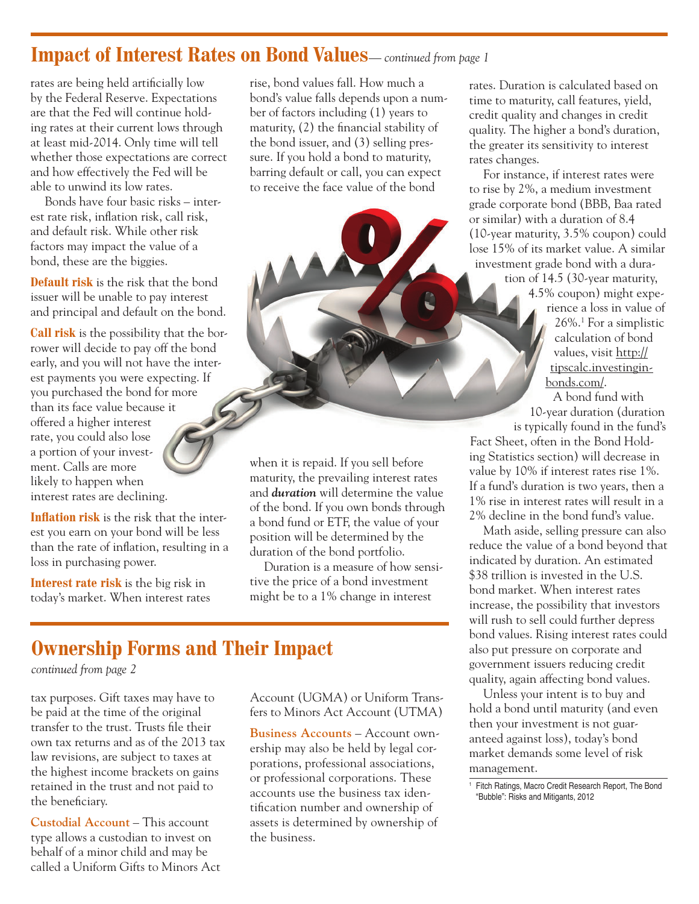## Impact of Interest Rates on Bond Values— *continued from page 1*

rates are being held artificially low by the Federal Reserve. Expectations are that the Fed will continue holding rates at their current lows through at least mid-2014. Only time will tell whether those expectations are correct and how effectively the Fed will be able to unwind its low rates.

Bonds have four basic risks – interest rate risk, inflation risk, call risk, and default risk. While other risk factors may impact the value of a bond, these are the biggies.

**Default risk** is the risk that the bond issuer will be unable to pay interest and principal and default on the bond.

**Call risk** is the possibility that the borrower will decide to pay off the bond early, and you will not have the interest payments you were expecting. If you purchased the bond for more than its face value because it offered a higher interest rate, you could also lose a portion of your investment. Calls are more likely to happen when interest rates are declining.

**Inflation risk** is the risk that the interest you earn on your bond will be less than the rate of inflation, resulting in a loss in purchasing power.

**Interest rate risk** is the big risk in today's market. When interest rates rise, bond values fall. How much a bond's value falls depends upon a number of factors including (1) years to maturity, (2) the financial stability of the bond issuer, and (3) selling pressure. If you hold a bond to maturity, barring default or call, you can expect to receive the face value of the bond when it is repaid. If you sell before maturity, the prevailing interest rates and ***duration*** will determine the value of the bond. If you own bonds through a bond fund or ETF, the value of your position will be determined by the duration of the bond portfolio.

Duration is a measure of how sensitive the price of a bond investment might be to a 1% change in interest rates. Duration is calculated based on time to maturity, call features, yield, credit quality and changes in credit quality. The higher a bond's duration, the greater its sensitivity to interest rates changes.

For instance, if interest rates were to rise by 2%, a medium investment grade corporate bond (BBB, Baa rated or similar) with a duration of 8.4 (10-year maturity, 3.5% coupon) could lose 15% of its market value. A similar investment grade bond with a duration of 14.5 (30-year maturity, 4.5% coupon) might experience a loss in value of 26%.[1] For a simplistic calculation of bond values, visit http://tipscalc.investinginbonds.com/.

A bond fund with 10-year duration (duration is typically found in the fund's Fact Sheet, often in the Bond Holding Statistics section) will decrease in value by 10% if interest rates rise 1%. If a fund's duration is two years, then a 1% rise in interest rates will result in a 2% decline in the bond fund's value.

Math aside, selling pressure can also reduce the value of a bond beyond that indicated by duration. An estimated $38 trillion is invested in the U.S. bond market. When interest rates increase, the possibility that investors will rush to sell could further depress bond values. Rising interest rates could also put pressure on corporate and government issuers reducing credit quality, again affecting bond values.

Unless your intent is to buy and hold a bond until maturity (and even then your investment is not guaranteed against loss), today's bond market demands some level of risk management.

[1] Fitch Ratings, Macro Credit Research Report, The Bond "Bubble": Risks and Mitigants, 2012

## Ownership Forms and Their Impact

*continued from page 2*

tax purposes. Gift taxes may have to be paid at the time of the original transfer to the trust. Trusts file their own tax returns and as of the 2013 tax law revisions, are subject to taxes at the highest income brackets on gains retained in the trust and not paid to the beneficiary.

**Custodial Account** – This account type allows a custodian to invest on behalf of a minor child and may be called a Uniform Gifts to Minors Act Account (UGMA) or Uniform Transfers to Minors Act Account (UTMA)

**Business Accounts** – Account ownership may also be held by legal corporations, professional associations, or professional corporations. These accounts use the business tax identification number and ownership of assets is determined by ownership of the business.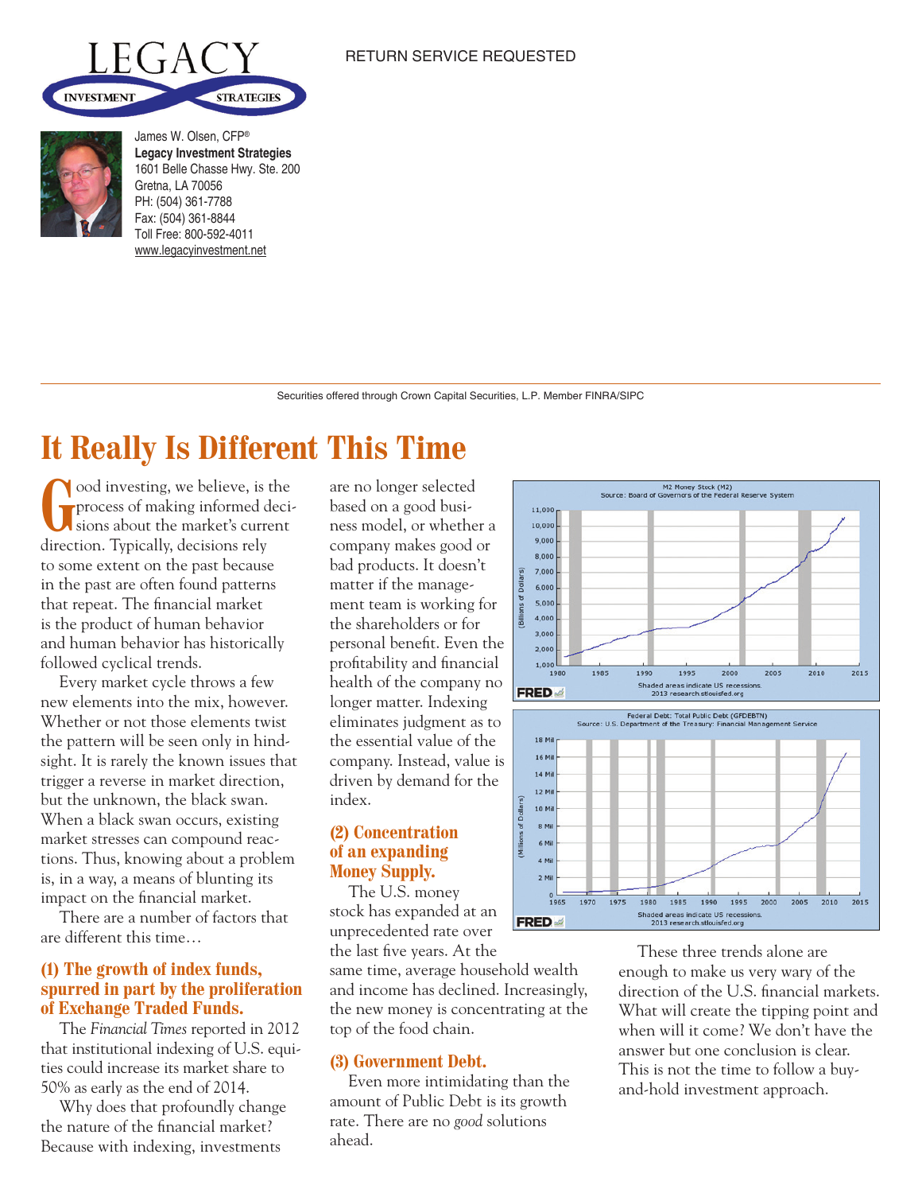LEGACY

INVESTMENT STRATEGIES

James W. Olsen, CFP®
**Legacy Investment Strategies**
1601 Belle Chasse Hwy. Ste. 200
Gretna, LA 70056
PH: (504) 361-7788
Fax: (504) 361-8844
Toll Free: 800-592-4011
www.legacyinvestment.net

RETURN SERVICE REQUESTED

Securities offered through Crown Capital Securities, L.P. Member FINRA/SIPC

# It Really Is Different This Time

Good investing, we believe, is the process of making informed decisions about the market's current direction. Typically, decisions rely to some extent on the past because in the past are often found patterns that repeat. The financial market is the product of human behavior and human behavior has historically followed cyclical trends.

Every market cycle throws a few new elements into the mix, however. Whether or not those elements twist the pattern will be seen only in hindsight. It is rarely the known issues that trigger a reverse in market direction, but the unknown, the black swan. When a black swan occurs, existing market stresses can compound reactions. Thus, knowing about a problem is, in a way, a means of blunting its impact on the financial market.

There are a number of factors that are different this time…

### (1) The growth of index funds, spurred in part by the proliferation of Exchange Traded Funds.

The *Financial Times* reported in 2012 that institutional indexing of U.S. equities could increase its market share to 50% as early as the end of 2014.

Why does that profoundly change the nature of the financial market? Because with indexing, investments are no longer selected based on a good business model, or whether a company makes good or bad products. It doesn't matter if the management team is working for the shareholders or for personal benefit. Even the profitability and financial health of the company no longer matter. Indexing eliminates judgment as to the essential value of the company. Instead, value is driven by demand for the index.

### (2) Concentration of an expanding Money Supply.

The U.S. money stock has expanded at an unprecedented rate over the last five years. At the same time, average household wealth and income has declined. Increasingly, the new money is concentrating at the top of the food chain.

### (3) Government Debt.

Even more intimidating than the amount of Public Debt is its growth rate. There are no *good* solutions ahead.

M2 Money Stock (M2)
Source: Board of Governors of the Federal Reserve System
(Billions of Dollars)
11,000
10,000
9,000
8,000
7,000
6,000
5,000
4,000
3,000
2,000
1,000
1980 1985 1990 1995 2000 2005 2010 2015
Shaded areas indicate US recessions.
2013 research.stlouisfed.org
FRED

Federal Debt: Total Public Debt (GFDEBTN)
Source: U.S. Department of the Treasury. Financial Management Service
(Millions of Dollars)
18 Mil
16 Mil
14 Mil
12 Mil
10 Mil
8 Mil
6 Mil
4 Mil
2 Mil
0
1965 1970 1975 1980 1985 1990 1995 2000 2005 2010 2015
Shaded areas indicate US recessions.
2013 research.stlouisfed.org
FRED

These three trends alone are enough to make us very wary of the direction of the U.S. financial markets. What will create the tipping point and when will it come? We don't have the answer but one conclusion is clear. This is not the time to follow a buy-and-hold investment approach.